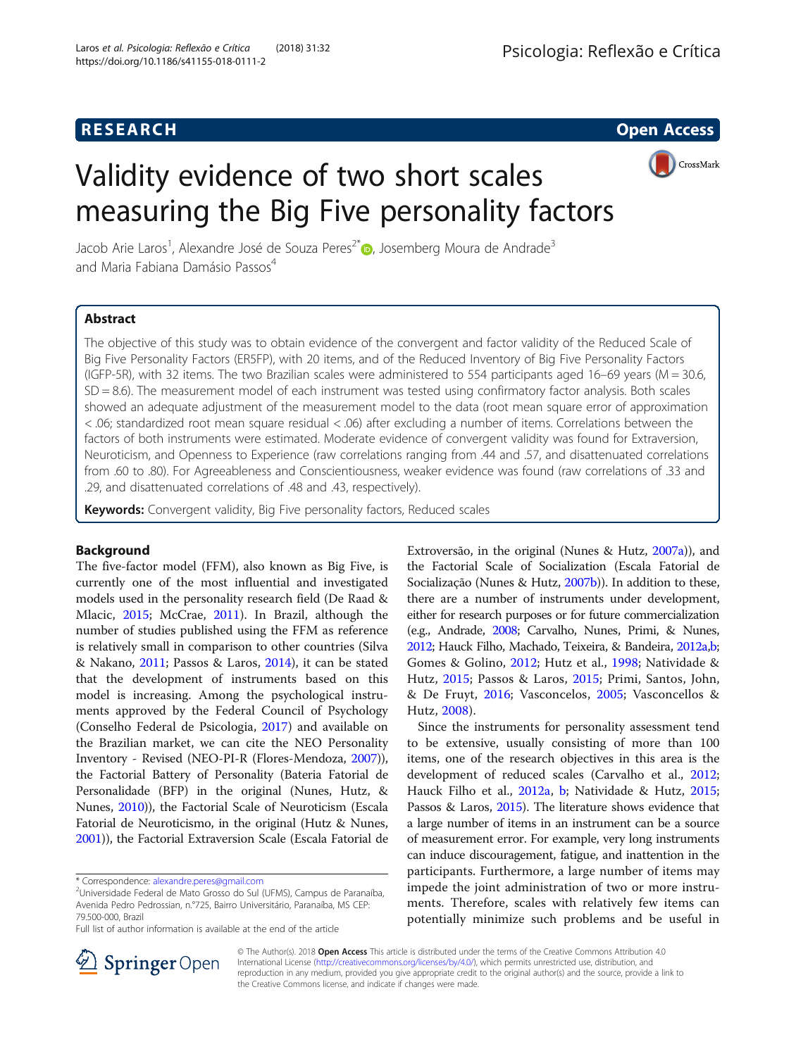RESEARCH Open Access

# Validity evidence of two short scales measuring the Big Five personality factors

Jacob Arie Laros[1], Alexandre José de Souza Peres[2*], Josemberg Moura de Andrade[3] and Maria Fabiana Damásio Passos[4]

## Abstract

The objective of this study was to obtain evidence of the convergent and factor validity of the Reduced Scale of Big Five Personality Factors (ER5FP), with 20 items, and of the Reduced Inventory of Big Five Personality Factors (IGFP-5R), with 32 items. The two Brazilian scales were administered to 554 participants aged 16–69 years (M = 30.6, SD = 8.6). The measurement model of each instrument was tested using confirmatory factor analysis. Both scales showed an adequate adjustment of the measurement model to the data (root mean square error of approximation < .06; standardized root mean square residual < .06) after excluding a number of items. Correlations between the factors of both instruments were estimated. Moderate evidence of convergent validity was found for Extraversion, Neuroticism, and Openness to Experience (raw correlations ranging from .44 and .57, and disattenuated correlations from .60 to .80). For Agreeableness and Conscientiousness, weaker evidence was found (raw correlations of .33 and .29, and disattenuated correlations of .48 and .43, respectively).

**Keywords:** Convergent validity, Big Five personality factors, Reduced scales

## Background

The five-factor model (FFM), also known as Big Five, is currently one of the most influential and investigated models used in the personality research field (De Raad & Mlacic, 2015; McCrae, 2011). In Brazil, although the number of studies published using the FFM as reference is relatively small in comparison to other countries (Silva & Nakano, 2011; Passos & Laros, 2014), it can be stated that the development of instruments based on this model is increasing. Among the psychological instruments approved by the Federal Council of Psychology (Conselho Federal de Psicologia, 2017) and available on the Brazilian market, we can cite the NEO Personality Inventory - Revised (NEO-PI-R (Flores-Mendoza, 2007)), the Factorial Battery of Personality (Bateria Fatorial de Personalidade (BFP) in the original (Nunes, Hutz, & Nunes, 2010)), the Factorial Scale of Neuroticism (Escala Fatorial de Neuroticismo, in the original (Hutz & Nunes, 2001)), the Factorial Extraversion Scale (Escala Fatorial de Extroversão, in the original (Nunes & Hutz, 2007a)), and the Factorial Scale of Socialization (Escala Fatorial de Socialização (Nunes & Hutz, 2007b)). In addition to these, there are a number of instruments under development, either for research purposes or for future commercialization (e.g., Andrade, 2008; Carvalho, Nunes, Primi, & Nunes, 2012; Hauck Filho, Machado, Teixeira, & Bandeira, 2012a,b; Gomes & Golino, 2012; Hutz et al., 1998; Natividade & Hutz, 2015; Passos & Laros, 2015; Primi, Santos, John, & De Fruyt, 2016; Vasconcelos, 2005; Vasconcellos & Hutz, 2008).

Since the instruments for personality assessment tend to be extensive, usually consisting of more than 100 items, one of the research objectives in this area is the development of reduced scales (Carvalho et al., 2012; Hauck Filho et al., 2012a, b; Natividade & Hutz, 2015; Passos & Laros, 2015). The literature shows evidence that a large number of items in an instrument can be a source of measurement error. For example, very long instruments can induce discouragement, fatigue, and inattention in the participants. Furthermore, a large number of items may impede the joint administration of two or more instruments. Therefore, scales with relatively few items can potentially minimize such problems and be useful in

---

* Correspondence: alexandre.peres@gmail.com
[2]Universidade Federal de Mato Grosso do Sul (UFMS), Campus de Paranaíba, Avenida Pedro Pedrossian, n.°725, Bairro Universitário, Paranaíba, MS CEP: 79.500-000, Brazil
Full list of author information is available at the end of the article

© The Author(s). 2018 **Open Access** This article is distributed under the terms of the Creative Commons Attribution 4.0 International License (http://creativecommons.org/licenses/by/4.0/), which permits unrestricted use, distribution, and reproduction in any medium, provided you give appropriate credit to the original author(s) and the source, provide a link to the Creative Commons license, and indicate if changes were made.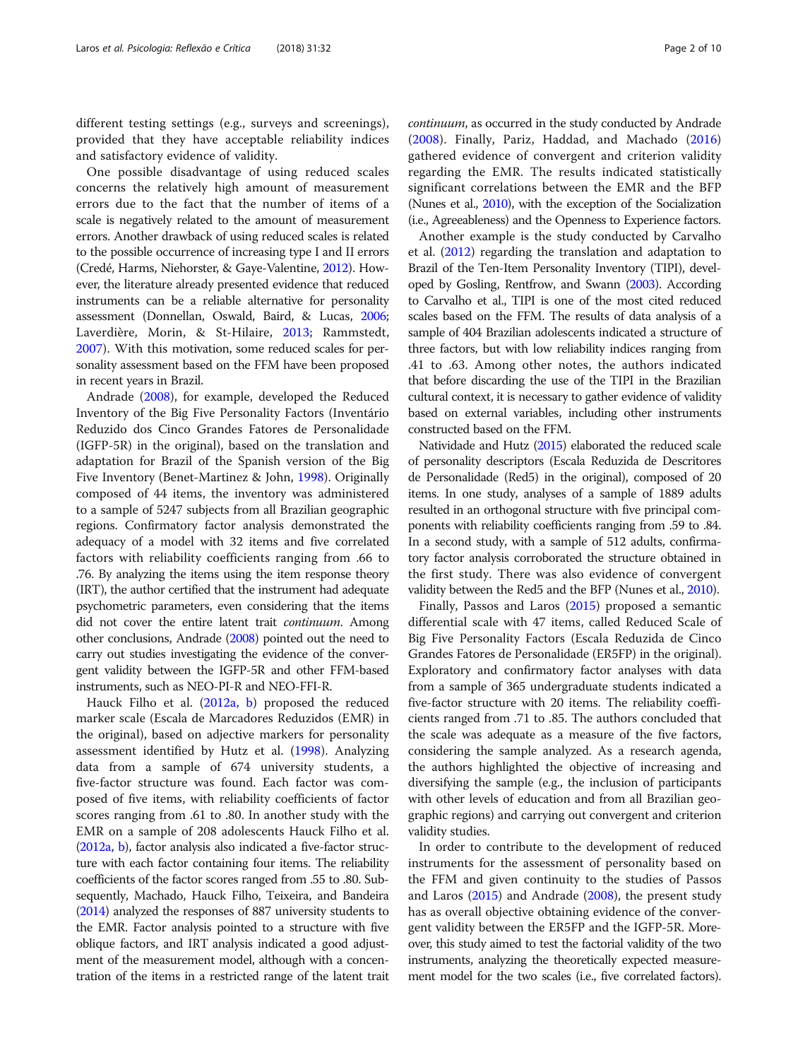different testing settings (e.g., surveys and screenings), provided that they have acceptable reliability indices and satisfactory evidence of validity.

One possible disadvantage of using reduced scales concerns the relatively high amount of measurement errors due to the fact that the number of items of a scale is negatively related to the amount of measurement errors. Another drawback of using reduced scales is related to the possible occurrence of increasing type I and II errors (Credé, Harms, Niehorster, & Gaye-Valentine, 2012). However, the literature already presented evidence that reduced instruments can be a reliable alternative for personality assessment (Donnellan, Oswald, Baird, & Lucas, 2006; Laverdière, Morin, & St-Hilaire, 2013; Rammstedt, 2007). With this motivation, some reduced scales for personality assessment based on the FFM have been proposed in recent years in Brazil.

Andrade (2008), for example, developed the Reduced Inventory of the Big Five Personality Factors (Inventário Reduzido dos Cinco Grandes Fatores de Personalidade (IGFP-5R) in the original), based on the translation and adaptation for Brazil of the Spanish version of the Big Five Inventory (Benet-Martinez & John, 1998). Originally composed of 44 items, the inventory was administered to a sample of 5247 subjects from all Brazilian geographic regions. Confirmatory factor analysis demonstrated the adequacy of a model with 32 items and five correlated factors with reliability coefficients ranging from .66 to .76. By analyzing the items using the item response theory (IRT), the author certified that the instrument had adequate psychometric parameters, even considering that the items did not cover the entire latent trait *continuum*. Among other conclusions, Andrade (2008) pointed out the need to carry out studies investigating the evidence of the convergent validity between the IGFP-5R and other FFM-based instruments, such as NEO-PI-R and NEO-FFI-R.

Hauck Filho et al. (2012a, b) proposed the reduced marker scale (Escala de Marcadores Reduzidos (EMR) in the original), based on adjective markers for personality assessment identified by Hutz et al. (1998). Analyzing data from a sample of 674 university students, a five-factor structure was found. Each factor was composed of five items, with reliability coefficients of factor scores ranging from .61 to .80. In another study with the EMR on a sample of 208 adolescents Hauck Filho et al. (2012a, b), factor analysis also indicated a five-factor structure with each factor containing four items. The reliability coefficients of the factor scores ranged from .55 to .80. Subsequently, Machado, Hauck Filho, Teixeira, and Bandeira (2014) analyzed the responses of 887 university students to the EMR. Factor analysis pointed to a structure with five oblique factors, and IRT analysis indicated a good adjustment of the measurement model, although with a concentration of the items in a restricted range of the latent trait *continuum*, as occurred in the study conducted by Andrade (2008). Finally, Pariz, Haddad, and Machado (2016) gathered evidence of convergent and criterion validity regarding the EMR. The results indicated statistically significant correlations between the EMR and the BFP (Nunes et al., 2010), with the exception of the Socialization (i.e., Agreeableness) and the Openness to Experience factors.

Another example is the study conducted by Carvalho et al. (2012) regarding the translation and adaptation to Brazil of the Ten-Item Personality Inventory (TIPI), developed by Gosling, Rentfrow, and Swann (2003). According to Carvalho et al., TIPI is one of the most cited reduced scales based on the FFM. The results of data analysis of a sample of 404 Brazilian adolescents indicated a structure of three factors, but with low reliability indices ranging from .41 to .63. Among other notes, the authors indicated that before discarding the use of the TIPI in the Brazilian cultural context, it is necessary to gather evidence of validity based on external variables, including other instruments constructed based on the FFM.

Natividade and Hutz (2015) elaborated the reduced scale of personality descriptors (Escala Reduzida de Descritores de Personalidade (Red5) in the original), composed of 20 items. In one study, analyses of a sample of 1889 adults resulted in an orthogonal structure with five principal components with reliability coefficients ranging from .59 to .84. In a second study, with a sample of 512 adults, confirmatory factor analysis corroborated the structure obtained in the first study. There was also evidence of convergent validity between the Red5 and the BFP (Nunes et al., 2010).

Finally, Passos and Laros (2015) proposed a semantic differential scale with 47 items, called Reduced Scale of Big Five Personality Factors (Escala Reduzida de Cinco Grandes Fatores de Personalidade (ER5FP) in the original). Exploratory and confirmatory factor analyses with data from a sample of 365 undergraduate students indicated a five-factor structure with 20 items. The reliability coefficients ranged from .71 to .85. The authors concluded that the scale was adequate as a measure of the five factors, considering the sample analyzed. As a research agenda, the authors highlighted the objective of increasing and diversifying the sample (e.g., the inclusion of participants with other levels of education and from all Brazilian geographic regions) and carrying out convergent and criterion validity studies.

In order to contribute to the development of reduced instruments for the assessment of personality based on the FFM and given continuity to the studies of Passos and Laros (2015) and Andrade (2008), the present study has as overall objective obtaining evidence of the convergent validity between the ER5FP and the IGFP-5R. Moreover, this study aimed to test the factorial validity of the two instruments, analyzing the theoretically expected measurement model for the two scales (i.e., five correlated factors).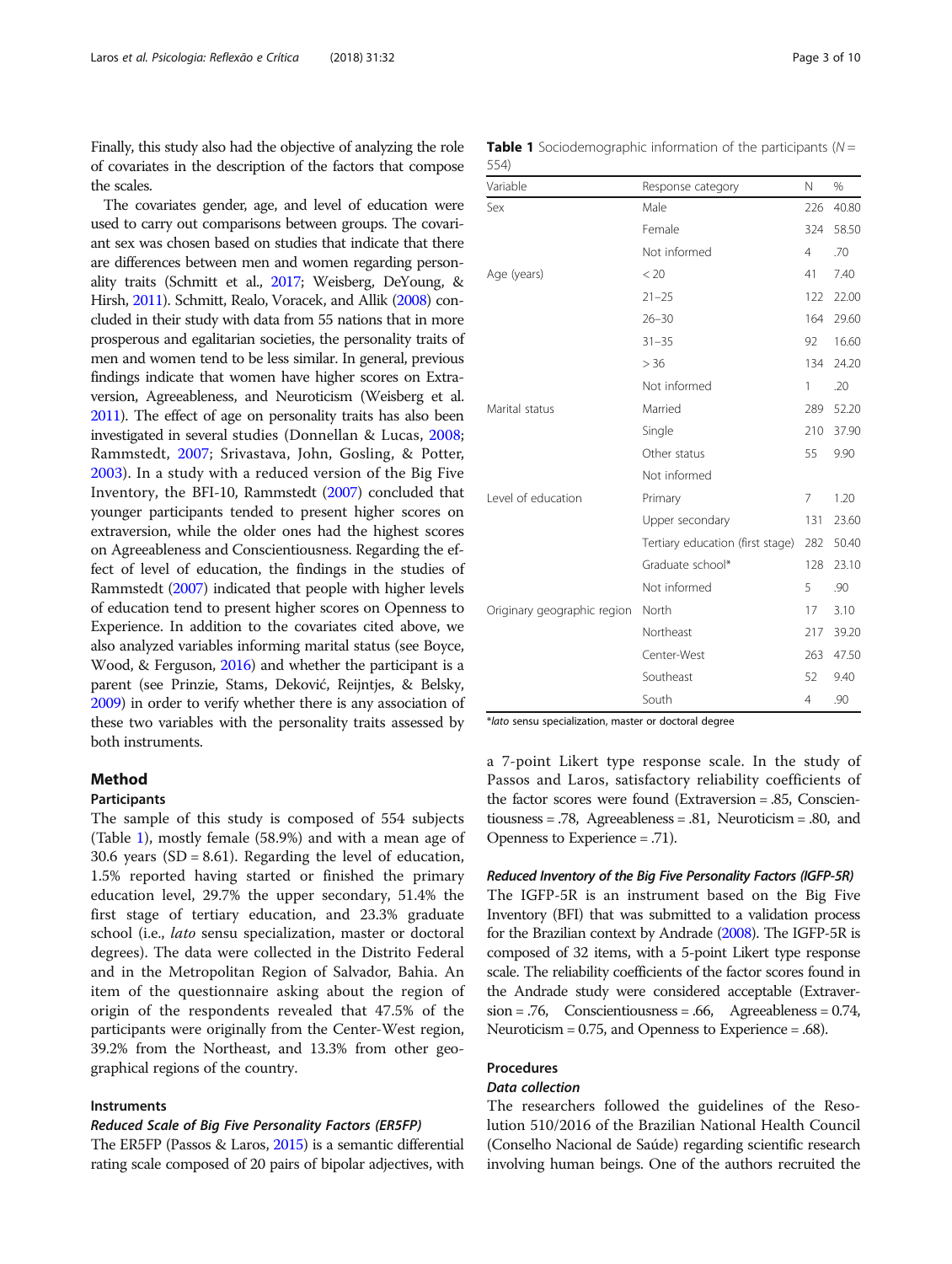Finally, this study also had the objective of analyzing the role of covariates in the description of the factors that compose the scales.

The covariates gender, age, and level of education were used to carry out comparisons between groups. The covariant sex was chosen based on studies that indicate that there are differences between men and women regarding personality traits (Schmitt et al., 2017; Weisberg, DeYoung, & Hirsh, 2011). Schmitt, Realo, Voracek, and Allik (2008) concluded in their study with data from 55 nations that in more prosperous and egalitarian societies, the personality traits of men and women tend to be less similar. In general, previous findings indicate that women have higher scores on Extraversion, Agreeableness, and Neuroticism (Weisberg et al. 2011). The effect of age on personality traits has also been investigated in several studies (Donnellan & Lucas, 2008; Rammstedt, 2007; Srivastava, John, Gosling, & Potter, 2003). In a study with a reduced version of the Big Five Inventory, the BFI-10, Rammstedt (2007) concluded that younger participants tended to present higher scores on extraversion, while the older ones had the highest scores on Agreeableness and Conscientiousness. Regarding the effect of level of education, the findings in the studies of Rammstedt (2007) indicated that people with higher levels of education tend to present higher scores on Openness to Experience. In addition to the covariates cited above, we also analyzed variables informing marital status (see Boyce, Wood, & Ferguson, 2016) and whether the participant is a parent (see Prinzie, Stams, Deković, Reijntjes, & Belsky, 2009) in order to verify whether there is any association of these two variables with the personality traits assessed by both instruments.

## Method

### Participants

The sample of this study is composed of 554 subjects (Table 1), mostly female (58.9%) and with a mean age of 30.6 years (SD = 8.61). Regarding the level of education, 1.5% reported having started or finished the primary education level, 29.7% the upper secondary, 51.4% the first stage of tertiary education, and 23.3% graduate school (i.e., *lato* sensu specialization, master or doctoral degrees). The data were collected in the Distrito Federal and in the Metropolitan Region of Salvador, Bahia. An item of the questionnaire asking about the region of origin of the respondents revealed that 47.5% of the participants were originally from the Center-West region, 39.2% from the Northeast, and 13.3% from other geographical regions of the country.

**Table 1** Sociodemographic information of the participants ($N$ = 554)

| Variable | Response category | N | % |
|---|---|---|---|
| Sex | Male | 226 | 40.80 |
| | Female | 324 | 58.50 |
| | Not informed | 4 | .70 |
| Age (years) | < 20 | 41 | 7.40 |
| | 21–25 | 122 | 22.00 |
| | 26–30 | 164 | 29.60 |
| | 31–35 | 92 | 16.60 |
| | > 36 | 134 | 24.20 |
| | Not informed | 1 | .20 |
| Marital status | Married | 289 | 52.20 |
| | Single | 210 | 37.90 |
| | Other status | 55 | 9.90 |
| | Not informed | | |
| Level of education | Primary | 7 | 1.20 |
| | Upper secondary | 131 | 23.60 |
| | Tertiary education (first stage) | 282 | 50.40 |
| | Graduate school* | 128 | 23.10 |
| | Not informed | 5 | .90 |
| Originary geographic region | North | 17 | 3.10 |
| | Northeast | 217 | 39.20 |
| | Center-West | 263 | 47.50 |
| | Southeast | 52 | 9.40 |
| | South | 4 | .90 |

**lato* sensu specialization, master or doctoral degree

### Instruments

#### Reduced Scale of Big Five Personality Factors (ER5FP)

The ER5FP (Passos & Laros, 2015) is a semantic differential rating scale composed of 20 pairs of bipolar adjectives, with a 7-point Likert type response scale. In the study of Passos and Laros, satisfactory reliability coefficients of the factor scores were found (Extraversion = .85, Conscientiousness = .78, Agreeableness = .81, Neuroticism = .80, and Openness to Experience = .71).

#### Reduced Inventory of the Big Five Personality Factors (IGFP-5R)

The IGFP-5R is an instrument based on the Big Five Inventory (BFI) that was submitted to a validation process for the Brazilian context by Andrade (2008). The IGFP-5R is composed of 32 items, with a 5-point Likert type response scale. The reliability coefficients of the factor scores found in the Andrade study were considered acceptable (Extraversion = .76, Conscientiousness = .66, Agreeableness = 0.74, Neuroticism = 0.75, and Openness to Experience = .68).

### Procedures

#### Data collection

The researchers followed the guidelines of the Resolution 510/2016 of the Brazilian National Health Council (Conselho Nacional de Saúde) regarding scientific research involving human beings. One of the authors recruited the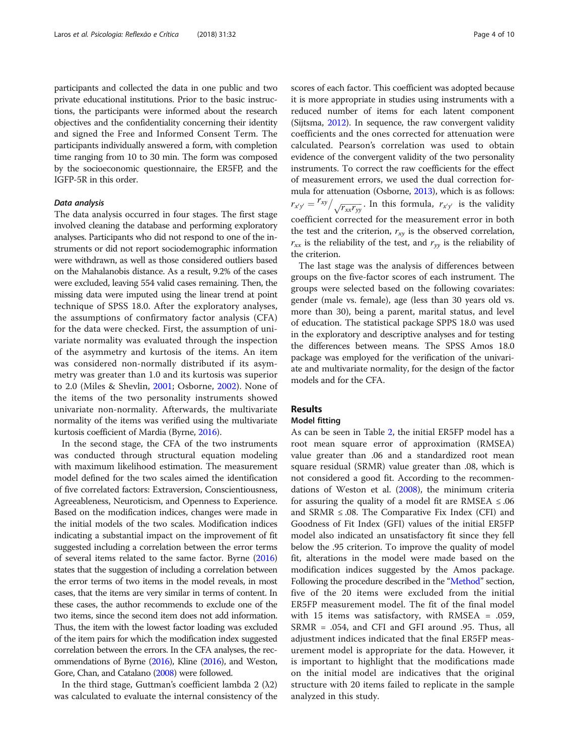participants and collected the data in one public and two private educational institutions. Prior to the basic instructions, the participants were informed about the research objectives and the confidentiality concerning their identity and signed the Free and Informed Consent Term. The participants individually answered a form, with completion time ranging from 10 to 30 min. The form was composed by the socioeconomic questionnaire, the ER5FP, and the IGFP-5R in this order.

### Data analysis

The data analysis occurred in four stages. The first stage involved cleaning the database and performing exploratory analyses. Participants who did not respond to one of the instruments or did not report sociodemographic information were withdrawn, as well as those considered outliers based on the Mahalanobis distance. As a result, 9.2% of the cases were excluded, leaving 554 valid cases remaining. Then, the missing data were imputed using the linear trend at point technique of SPSS 18.0. After the exploratory analyses, the assumptions of confirmatory factor analysis (CFA) for the data were checked. First, the assumption of univariate normality was evaluated through the inspection of the asymmetry and kurtosis of the items. An item was considered non-normally distributed if its asymmetry was greater than 1.0 and its kurtosis was superior to 2.0 (Miles & Shevlin, 2001; Osborne, 2002). None of the items of the two personality instruments showed univariate non-normality. Afterwards, the multivariate normality of the items was verified using the multivariate kurtosis coefficient of Mardia (Byrne, 2016).

In the second stage, the CFA of the two instruments was conducted through structural equation modeling with maximum likelihood estimation. The measurement model defined for the two scales aimed the identification of five correlated factors: Extraversion, Conscientiousness, Agreeableness, Neuroticism, and Openness to Experience. Based on the modification indices, changes were made in the initial models of the two scales. Modification indices indicating a substantial impact on the improvement of fit suggested including a correlation between the error terms of several items related to the same factor. Byrne (2016) states that the suggestion of including a correlation between the error terms of two items in the model reveals, in most cases, that the items are very similar in terms of content. In these cases, the author recommends to exclude one of the two items, since the second item does not add information. Thus, the item with the lowest factor loading was excluded of the item pairs for which the modification index suggested correlation between the errors. In the CFA analyses, the recommendations of Byrne (2016), Kline (2016), and Weston, Gore, Chan, and Catalano (2008) were followed.

In the third stage, Guttman's coefficient lambda 2 ($\lambda 2$) was calculated to evaluate the internal consistency of the scores of each factor. This coefficient was adopted because it is more appropriate in studies using instruments with a reduced number of items for each latent component (Sijtsma, 2012). In sequence, the raw convergent validity coefficients and the ones corrected for attenuation were calculated. Pearson's correlation was used to obtain evidence of the convergent validity of the two personality instruments. To correct the raw coefficients for the effect of measurement errors, we used the dual correction formula for attenuation (Osborne, 2013), which is as follows: $r_{x'y'} = r_{xy} / \sqrt{r_{xx} r_{yy}}$. In this formula, $r_{x'y'}$ is the validity coefficient corrected for the measurement error in both the test and the criterion, $r_{xy}$ is the observed correlation, $r_{xx}$ is the reliability of the test, and $r_{yy}$ is the reliability of the criterion.

The last stage was the analysis of differences between groups on the five-factor scores of each instrument. The groups were selected based on the following covariates: gender (male vs. female), age (less than 30 years old vs. more than 30), being a parent, marital status, and level of education. The statistical package SPPS 18.0 was used in the exploratory and descriptive analyses and for testing the differences between means. The SPSS Amos 18.0 package was employed for the verification of the univariate and multivariate normality, for the design of the factor models and for the CFA.

## Results

### Model fitting

As can be seen in Table 2, the initial ER5FP model has a root mean square error of approximation (RMSEA) value greater than .06 and a standardized root mean square residual (SRMR) value greater than .08, which is not considered a good fit. According to the recommendations of Weston et al. (2008), the minimum criteria for assuring the quality of a model fit are RMSEA ≤ .06 and SRMR ≤ .08. The Comparative Fix Index (CFI) and Goodness of Fit Index (GFI) values of the initial ER5FP model also indicated an unsatisfactory fit since they fell below the .95 criterion. To improve the quality of model fit, alterations in the model were made based on the modification indices suggested by the Amos package. Following the procedure described in the "Method" section, five of the 20 items were excluded from the initial ER5FP measurement model. The fit of the final model with 15 items was satisfactory, with RMSEA = .059, SRMR = .054, and CFI and GFI around .95. Thus, all adjustment indices indicated that the final ER5FP measurement model is appropriate for the data. However, it is important to highlight that the modifications made on the initial model are indicatives that the original structure with 20 items failed to replicate in the sample analyzed in this study.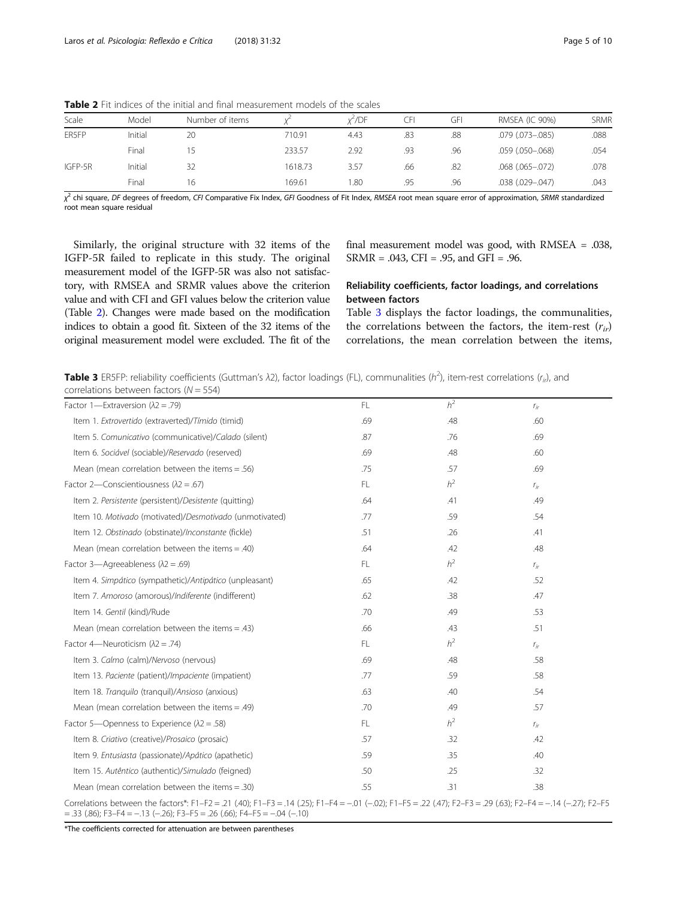**Table 2** Fit indices of the initial and final measurement models of the scales

| Scale | Model | Number of items | $\chi^2$ | $\chi^2$/DF | CFI | GFI | RMSEA (IC 90%) | SRMR |
|---|---|---|---|---|---|---|---|---|
| ER5FP | Initial | 20 | 710.91 | 4.43 | .83 | .88 | .079 (.073–.085) | .088 |
| | Final | 15 | 233.57 | 2.92 | .93 | .96 | .059 (.050–.068) | .054 |
| IGFP-5R | Initial | 32 | 1618.73 | 3.57 | .66 | .82 | .068 (.065–.072) | .078 |
| | Final | 16 | 169.61 | 1.80 | .95 | .96 | .038 (.029–.047) | .043 |

$\chi^2$ chi square, *DF* degrees of freedom, *CFI* Comparative Fix Index, *GFI* Goodness of Fit Index, *RMSEA* root mean square error of approximation, *SRMR* standardized root mean square residual

Similarly, the original structure with 32 items of the IGFP-5R failed to replicate in this study. The original measurement model of the IGFP-5R was also not satisfactory, with RMSEA and SRMR values above the criterion value and with CFI and GFI values below the criterion value (Table 2). Changes were made based on the modification indices to obtain a good fit. Sixteen of the 32 items of the original measurement model were excluded. The fit of the final measurement model was good, with RMSEA = .038, SRMR = .043, CFI = .95, and GFI = .96.

### Reliability coefficients, factor loadings, and correlations between factors

Table 3 displays the factor loadings, the communalities, the correlations between the factors, the item-rest ($r_{ir}$) correlations, the mean correlation between the items,

**Table 3** ER5FP: reliability coefficients (Guttman's λ2), factor loadings (FL), communalities ($h^2$), item-rest correlations ($r_{ir}$), and correlations between factors ($N = 554$)

| | FL | $h^2$ | $r_{ir}$ |
|---|---|---|---|
| Factor 1—Extraversion (λ2 = .79) | FL | $h^2$ | $r_{ir}$ |
| Item 1. *Extrovertido* (extraverted)/*Tímido* (timid) | .69 | .48 | .60 |
| Item 5. *Comunicativo* (communicative)/*Calado* (silent) | .87 | .76 | .69 |
| Item 6. *Sociável* (sociable)/*Reservado* (reserved) | .69 | .48 | .60 |
| Mean (mean correlation between the items = .56) | .75 | .57 | .69 |
| Factor 2—Conscientiousness (λ2 = .67) | FL | $h^2$ | $r_{ir}$ |
| Item 2. *Persistente* (persistent)/*Desistente* (quitting) | .64 | .41 | .49 |
| Item 10. *Motivado* (motivated)/*Desmotivado* (unmotivated) | .77 | .59 | .54 |
| Item 12. *Obstinado* (obstinate)/*Inconstante* (fickle) | .51 | .26 | .41 |
| Mean (mean correlation between the items = .40) | .64 | .42 | .48 |
| Factor 3—Agreeableness (λ2 = .69) | FL | $h^2$ | $r_{ir}$ |
| Item 4. *Simpático* (sympathetic)/*Antipático* (unpleasant) | .65 | .42 | .52 |
| Item 7. *Amoroso* (amorous)/*Indiferente* (indifferent) | .62 | .38 | .47 |
| Item 14. *Gentil* (kind)/Rude | .70 | .49 | .53 |
| Mean (mean correlation between the items = .43) | .66 | .43 | .51 |
| Factor 4—Neuroticism (λ2 = .74) | FL | $h^2$ | $r_{ir}$ |
| Item 3. *Calmo* (calm)/*Nervoso* (nervous) | .69 | .48 | .58 |
| Item 13. *Paciente* (patient)/*Impaciente* (impatient) | .77 | .59 | .58 |
| Item 18. *Tranquilo* (tranquil)/*Ansioso* (anxious) | .63 | .40 | .54 |
| Mean (mean correlation between the items = .49) | .70 | .49 | .57 |
| Factor 5—Openness to Experience (λ2 = .58) | FL | $h^2$ | $r_{ir}$ |
| Item 8. *Criativo* (creative)/*Prosaico* (prosaic) | .57 | .32 | .42 |
| Item 9. *Entusiasta* (passionate)/*Apático* (apathetic) | .59 | .35 | .40 |
| Item 15. *Autêntico* (authentic)/*Simulado* (feigned) | .50 | .25 | .32 |
| Mean (mean correlation between the items = .30) | .55 | .31 | .38 |

Correlations between the factors*: F1–F2 = .21 (.40); F1–F3 = .14 (.25); F1–F4 = −.01 (−.02); F1–F5 = .22 (.47); F2–F3 = .29 (.63); F2–F4 = −.14 (−.27); F2–F5 = .33 (.86); F3–F4 = −.13 (−.26); F3–F5 = .26 (.66); F4–F5 = −.04 (−.10)

*The coefficients corrected for attenuation are between parentheses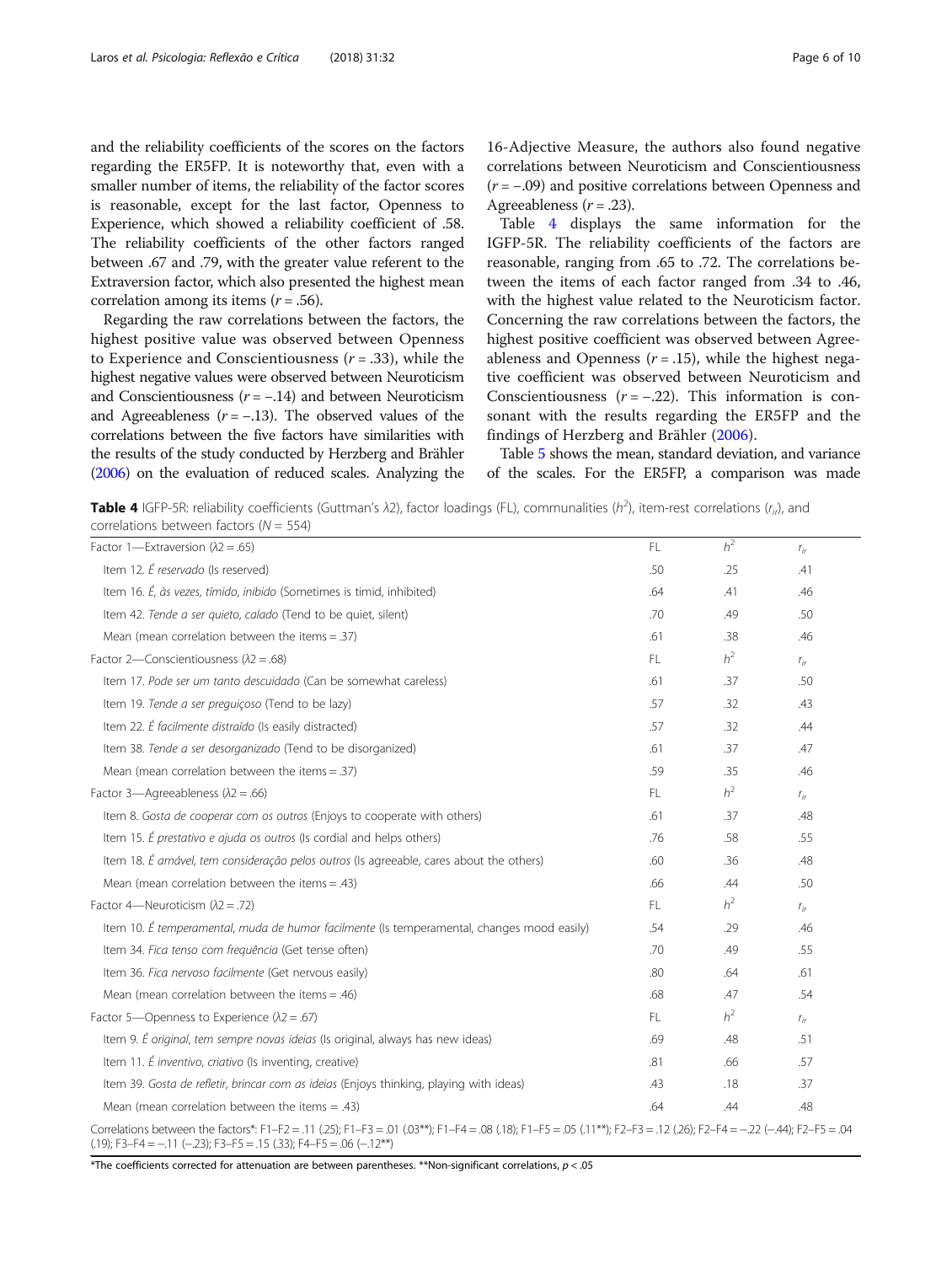and the reliability coefficients of the scores on the factors regarding the ER5FP. It is noteworthy that, even with a smaller number of items, the reliability of the factor scores is reasonable, except for the last factor, Openness to Experience, which showed a reliability coefficient of .58. The reliability coefficients of the other factors ranged between .67 and .79, with the greater value referent to the Extraversion factor, which also presented the highest mean correlation among its items ($r = .56$).

Regarding the raw correlations between the factors, the highest positive value was observed between Openness to Experience and Conscientiousness ($r = .33$), while the highest negative values were observed between Neuroticism and Conscientiousness ($r = -.14$) and between Neuroticism and Agreeableness ($r = -.13$). The observed values of the correlations between the five factors have similarities with the results of the study conducted by Herzberg and Brähler (2006) on the evaluation of reduced scales. Analyzing the 16-Adjective Measure, the authors also found negative correlations between Neuroticism and Conscientiousness ($r = -.09$) and positive correlations between Openness and Agreeableness ($r = .23$).

Table 4 displays the same information for the IGFP-5R. The reliability coefficients of the factors are reasonable, ranging from .65 to .72. The correlations between the items of each factor ranged from .34 to .46, with the highest value related to the Neuroticism factor. Concerning the raw correlations between the factors, the highest positive coefficient was observed between Agreeableness and Openness ($r = .15$), while the highest negative coefficient was observed between Neuroticism and Conscientiousness ($r = -.22$). This information is consonant with the results regarding the ER5FP and the findings of Herzberg and Brähler (2006).

Table 5 shows the mean, standard deviation, and variance of the scales. For the ER5FP, a comparison was made

**Table 4** IGFP-5R: reliability coefficients (Guttman's λ2), factor loadings (FL), communalities ($h^2$), item-rest correlations ($r_{ir}$), and correlations between factors ($N = 554$)

| Factor 1—Extraversion (λ2 = .65) | FL | $h^2$ | $r_{ir}$ |
|---|---|---|---|
| Item 12. *É reservado* (Is reserved) | .50 | .25 | .41 |
| Item 16. *É, às vezes, tímido, inibido* (Sometimes is timid, inhibited) | .64 | .41 | .46 |
| Item 42. *Tende a ser quieto, calado* (Tend to be quiet, silent) | .70 | .49 | .50 |
| Mean (mean correlation between the items = .37) | .61 | .38 | .46 |
| **Factor 2—Conscientiousness (λ2 = .68)** | FL | $h^2$ | $r_{ir}$ |
| Item 17. *Pode ser um tanto descuidado* (Can be somewhat careless) | .61 | .37 | .50 |
| Item 19. *Tende a ser preguiçoso* (Tend to be lazy) | .57 | .32 | .43 |
| Item 22. *É facilmente distraído* (Is easily distracted) | .57 | .32 | .44 |
| Item 38. *Tende a ser desorganizado* (Tend to be disorganized) | .61 | .37 | .47 |
| Mean (mean correlation between the items = .37) | .59 | .35 | .46 |
| **Factor 3—Agreeableness (λ2 = .66)** | FL | $h^2$ | $r_{ir}$ |
| Item 8. *Gosta de cooperar com os outros* (Enjoys to cooperate with others) | .61 | .37 | .48 |
| Item 15. *É prestativo e ajuda os outros* (Is cordial and helps others) | .76 | .58 | .55 |
| Item 18. *É amável, tem consideração pelos outros* (Is agreeable, cares about the others) | .60 | .36 | .48 |
| Mean (mean correlation between the items = .43) | .66 | .44 | .50 |
| **Factor 4—Neuroticism (λ2 = .72)** | FL | $h^2$ | $r_{ir}$ |
| Item 10. *É temperamental, muda de humor facilmente* (Is temperamental, changes mood easily) | .54 | .29 | .46 |
| Item 34. *Fica tenso com frequência* (Get tense often) | .70 | .49 | .55 |
| Item 36. *Fica nervoso facilmente* (Get nervous easily) | .80 | .64 | .61 |
| Mean (mean correlation between the items = .46) | .68 | .47 | .54 |
| **Factor 5—Openness to Experience (λ2 = .67)** | FL | $h^2$ | $r_{ir}$ |
| Item 9. *É original, tem sempre novas ideias* (Is original, always has new ideas) | .69 | .48 | .51 |
| Item 11. *É inventivo, criativo* (Is inventing, creative) | .81 | .66 | .57 |
| Item 39. *Gosta de refletir, brincar com as ideias* (Enjoys thinking, playing with ideas) | .43 | .18 | .37 |
| Mean (mean correlation between the items = .43) | .64 | .44 | .48 |

Correlations between the factors*: F1–F2 = .11 (.25); F1–F3 = .01 (.03**); F1–F4 = .08 (.18); F1–F5 = .05 (.11**); F2–F3 = .12 (.26); F2–F4 = −.22 (−.44); F2–F5 = .04 (.19); F3–F4 = −.11 (−.23); F3–F5 = .15 (.33); F4–F5 = .06 (−.12**)

*The coefficients corrected for attenuation are between parentheses. **Non-significant correlations, $p < .05$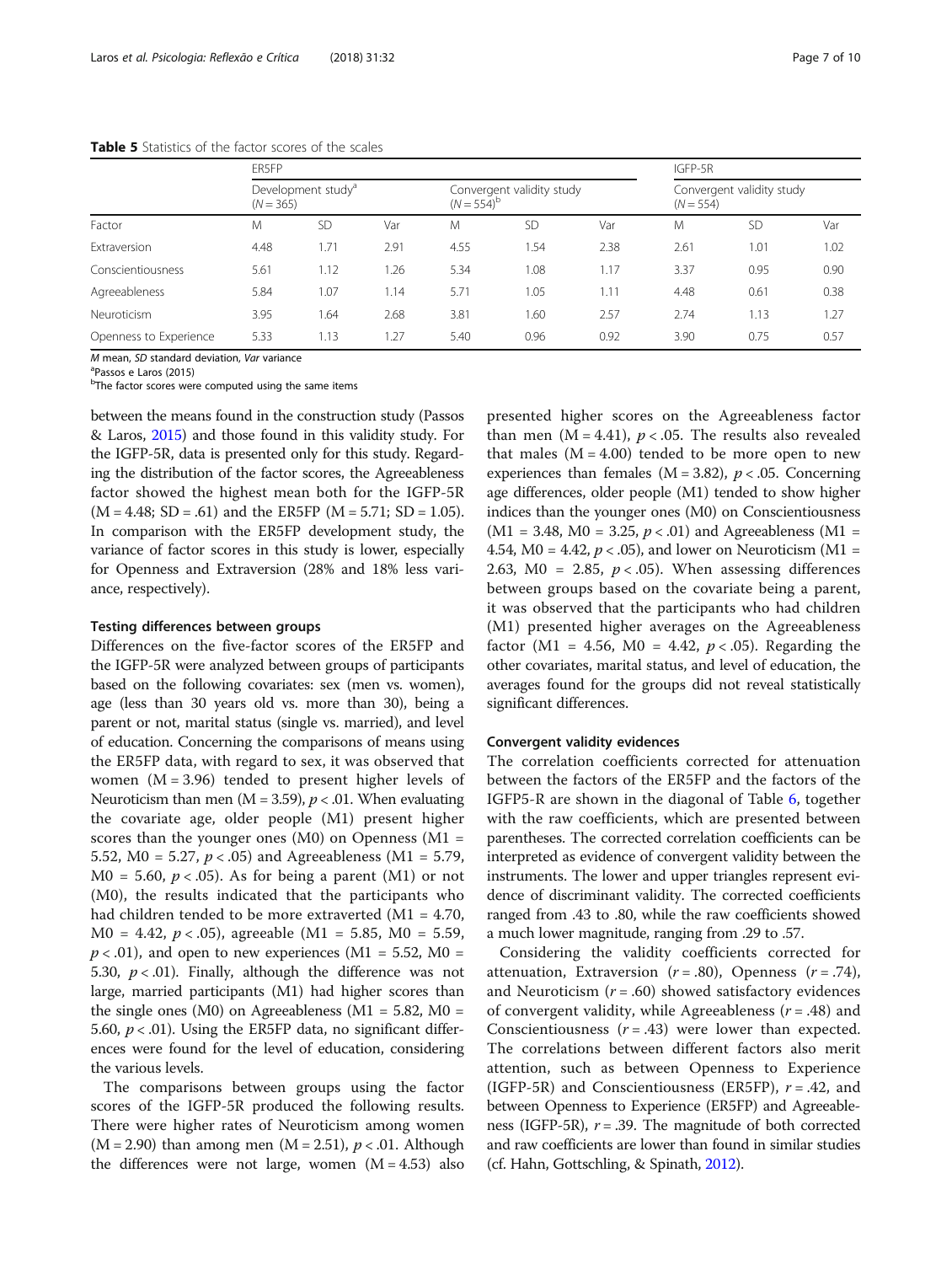**Table 5** Statistics of the factor scores of the scales

| | ER5FP | | | | | | IGFP-5R | | |
|---|---|---|---|---|---|---|---|---|---|
| | Development study[a] (N = 365) | | | Convergent validity study (N = 554)[b] | | | Convergent validity study (N = 554) | | |
| Factor | M | SD | Var | M | SD | Var | M | SD | Var |
| Extraversion | 4.48 | 1.71 | 2.91 | 4.55 | 1.54 | 2.38 | 2.61 | 1.01 | 1.02 |
| Conscientiousness | 5.61 | 1.12 | 1.26 | 5.34 | 1.08 | 1.17 | 3.37 | 0.95 | 0.90 |
| Agreeableness | 5.84 | 1.07 | 1.14 | 5.71 | 1.05 | 1.11 | 4.48 | 0.61 | 0.38 |
| Neuroticism | 3.95 | 1.64 | 2.68 | 3.81 | 1.60 | 2.57 | 2.74 | 1.13 | 1.27 |
| Openness to Experience | 5.33 | 1.13 | 1.27 | 5.40 | 0.96 | 0.92 | 3.90 | 0.75 | 0.57 |

*M* mean, *SD* standard deviation, *Var* variance
[a]Passos e Laros (2015)
[b]The factor scores were computed using the same items

between the means found in the construction study (Passos & Laros, 2015) and those found in this validity study. For the IGFP-5R, data is presented only for this study. Regarding the distribution of the factor scores, the Agreeableness factor showed the highest mean both for the IGFP-5R (M = 4.48; SD = .61) and the ER5FP (M = 5.71; SD = 1.05). In comparison with the ER5FP development study, the variance of factor scores in this study is lower, especially for Openness and Extraversion (28% and 18% less variance, respectively).

### Testing differences between groups

Differences on the five-factor scores of the ER5FP and the IGFP-5R were analyzed between groups of participants based on the following covariates: sex (men vs. women), age (less than 30 years old vs. more than 30), being a parent or not, marital status (single vs. married), and level of education. Concerning the comparisons of means using the ER5FP data, with regard to sex, it was observed that women (M = 3.96) tended to present higher levels of Neuroticism than men (M = 3.59), $p < .01$. When evaluating the covariate age, older people (M1) present higher scores than the younger ones (M0) on Openness (M1 = 5.52, M0 = 5.27, $p < .05$) and Agreeableness (M1 = 5.79, M0 = 5.60, $p < .05$). As for being a parent (M1) or not (M0), the results indicated that the participants who had children tended to be more extraverted (M1 = 4.70, M0 = 4.42, $p < .05$), agreeable (M1 = 5.85, M0 = 5.59, $p < .01$), and open to new experiences (M1 = 5.52, M0 = 5.30, $p < .01$). Finally, although the difference was not large, married participants (M1) had higher scores than the single ones (M0) on Agreeableness (M1 = 5.82, M0 = 5.60, $p < .01$). Using the ER5FP data, no significant differences were found for the level of education, considering the various levels.

The comparisons between groups using the factor scores of the IGFP-5R produced the following results. There were higher rates of Neuroticism among women (M = 2.90) than among men (M = 2.51), $p < .01$. Although the differences were not large, women (M = 4.53) also presented higher scores on the Agreeableness factor than men (M = 4.41), $p < .05$. The results also revealed that males (M = 4.00) tended to be more open to new experiences than females (M = 3.82), $p < .05$. Concerning age differences, older people (M1) tended to show higher indices than the younger ones (M0) on Conscientiousness (M1 = 3.48, M0 = 3.25, $p < .01$) and Agreeableness (M1 = 4.54, M0 = 4.42, $p < .05$), and lower on Neuroticism (M1 = 2.63, M0 = 2.85, $p < .05$). When assessing differences between groups based on the covariate being a parent, it was observed that the participants who had children (M1) presented higher averages on the Agreeableness factor (M1 = 4.56, M0 = 4.42, $p < .05$). Regarding the other covariates, marital status, and level of education, the averages found for the groups did not reveal statistically significant differences.

### Convergent validity evidences

The correlation coefficients corrected for attenuation between the factors of the ER5FP and the factors of the IGFP5-R are shown in the diagonal of Table 6, together with the raw coefficients, which are presented between parentheses. The corrected correlation coefficients can be interpreted as evidence of convergent validity between the instruments. The lower and upper triangles represent evidence of discriminant validity. The corrected coefficients ranged from .43 to .80, while the raw coefficients showed a much lower magnitude, ranging from .29 to .57.

Considering the validity coefficients corrected for attenuation, Extraversion ($r = .80$), Openness ($r = .74$), and Neuroticism ($r = .60$) showed satisfactory evidences of convergent validity, while Agreeableness ($r = .48$) and Conscientiousness ($r = .43$) were lower than expected. The correlations between different factors also merit attention, such as between Openness to Experience (IGFP-5R) and Conscientiousness (ER5FP), $r = .42$, and between Openness to Experience (ER5FP) and Agreeableness (IGFP-5R), $r = .39$. The magnitude of both corrected and raw coefficients are lower than found in similar studies (cf. Hahn, Gottschling, & Spinath, 2012).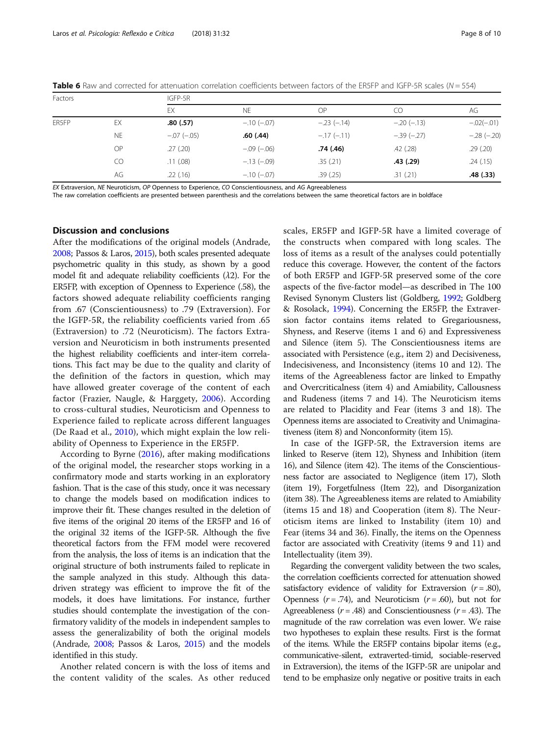**Table 6** Raw and corrected for attenuation correlation coefficients between factors of the ER5FP and IGFP-5R scales (N = 554)

| Factors | | IGFP-5R | | | | |
|---|---|---|---|---|---|---|
| | | EX | NE | OP | CO | AG |
| ER5FP | EX | **.80 (.57)** | −.10 (−.07) | −.23 (−.14) | −.20 (−.13) | −.02(−.01) |
| | NE | −.07 (−.05) | **.60 (.44)** | −.17 (−.11) | −.39 (−.27) | −.28 (−.20) |
| | OP | .27 (.20) | −.09 (−.06) | **.74 (.46)** | .42 (.28) | .29 (.20) |
| | CO | .11 (.08) | −.13 (−.09) | .35 (.21) | **.43 (.29)** | .24 (.15) |
| | AG | .22 (.16) | −.10 (−.07) | .39 (.25) | .31 (.21) | **.48 (.33)** |

*EX* Extraversion, *NE* Neuroticism, *OP* Openness to Experience, *CO* Conscientiousness, and *AG* Agreeableness
The raw correlation coefficients are presented between parenthesis and the correlations between the same theoretical factors are in boldface

## Discussion and conclusions

After the modifications of the original models (Andrade, 2008; Passos & Laros, 2015), both scales presented adequate psychometric quality in this study, as shown by a good model fit and adequate reliability coefficients (λ2). For the ER5FP, with exception of Openness to Experience (.58), the factors showed adequate reliability coefficients ranging from .67 (Conscientiousness) to .79 (Extraversion). For the IGFP-5R, the reliability coefficients varied from .65 (Extraversion) to .72 (Neuroticism). The factors Extraversion and Neuroticism in both instruments presented the highest reliability coefficients and inter-item correlations. This fact may be due to the quality and clarity of the definition of the factors in question, which may have allowed greater coverage of the content of each factor (Frazier, Naugle, & Harggety, 2006). According to cross-cultural studies, Neuroticism and Openness to Experience failed to replicate across different languages (De Raad et al., 2010), which might explain the low reliability of Openness to Experience in the ER5FP.

According to Byrne (2016), after making modifications of the original model, the researcher stops working in a confirmatory mode and starts working in an exploratory fashion. That is the case of this study, once it was necessary to change the models based on modification indices to improve their fit. These changes resulted in the deletion of five items of the original 20 items of the ER5FP and 16 of the original 32 items of the IGFP-5R. Although the five theoretical factors from the FFM model were recovered from the analysis, the loss of items is an indication that the original structure of both instruments failed to replicate in the sample analyzed in this study. Although this data-driven strategy was efficient to improve the fit of the models, it does have limitations. For instance, further studies should contemplate the investigation of the confirmatory validity of the models in independent samples to assess the generalizability of both the original models (Andrade, 2008; Passos & Laros, 2015) and the models identified in this study.

Another related concern is with the loss of items and the content validity of the scales. As other reduced scales, ER5FP and IGFP-5R have a limited coverage of the constructs when compared with long scales. The loss of items as a result of the analyses could potentially reduce this coverage. However, the content of the factors of both ER5FP and IGFP-5R preserved some of the core aspects of the five-factor model—as described in The 100 Revised Synonym Clusters list (Goldberg, 1992; Goldberg & Rosolack, 1994). Concerning the ER5FP, the Extraversion factor contains items related to Gregariousness, Shyness, and Reserve (items 1 and 6) and Expressiveness and Silence (item 5). The Conscientiousness items are associated with Persistence (e.g., item 2) and Decisiveness, Indecisiveness, and Inconsistency (items 10 and 12). The items of the Agreeableness factor are linked to Empathy and Overcriticalness (item 4) and Amiability, Callousness and Rudeness (items 7 and 14). The Neuroticism items are related to Placidity and Fear (items 3 and 18). The Openness items are associated to Creativity and Unimaginativeness (item 8) and Nonconformity (item 15).

In case of the IGFP-5R, the Extraversion items are linked to Reserve (item 12), Shyness and Inhibition (item 16), and Silence (item 42). The items of the Conscientiousness factor are associated to Negligence (item 17), Sloth (item 19), Forgetfulness (Item 22), and Disorganization (item 38). The Agreeableness items are related to Amiability (items 15 and 18) and Cooperation (item 8). The Neuroticism items are linked to Instability (item 10) and Fear (items 34 and 36). Finally, the items on the Openness factor are associated with Creativity (items 9 and 11) and Intellectuality (item 39).

Regarding the convergent validity between the two scales, the correlation coefficients corrected for attenuation showed satisfactory evidence of validity for Extraversion ($r = .80$), Openness ($r = .74$), and Neuroticism ($r = .60$), but not for Agreeableness ($r = .48$) and Conscientiousness ($r = .43$). The magnitude of the raw correlation was even lower. We raise two hypotheses to explain these results. First is the format of the items. While the ER5FP contains bipolar items (e.g., communicative-silent, extraverted-timid, sociable-reserved in Extraversion), the items of the IGFP-5R are unipolar and tend to be emphasize only negative or positive traits in each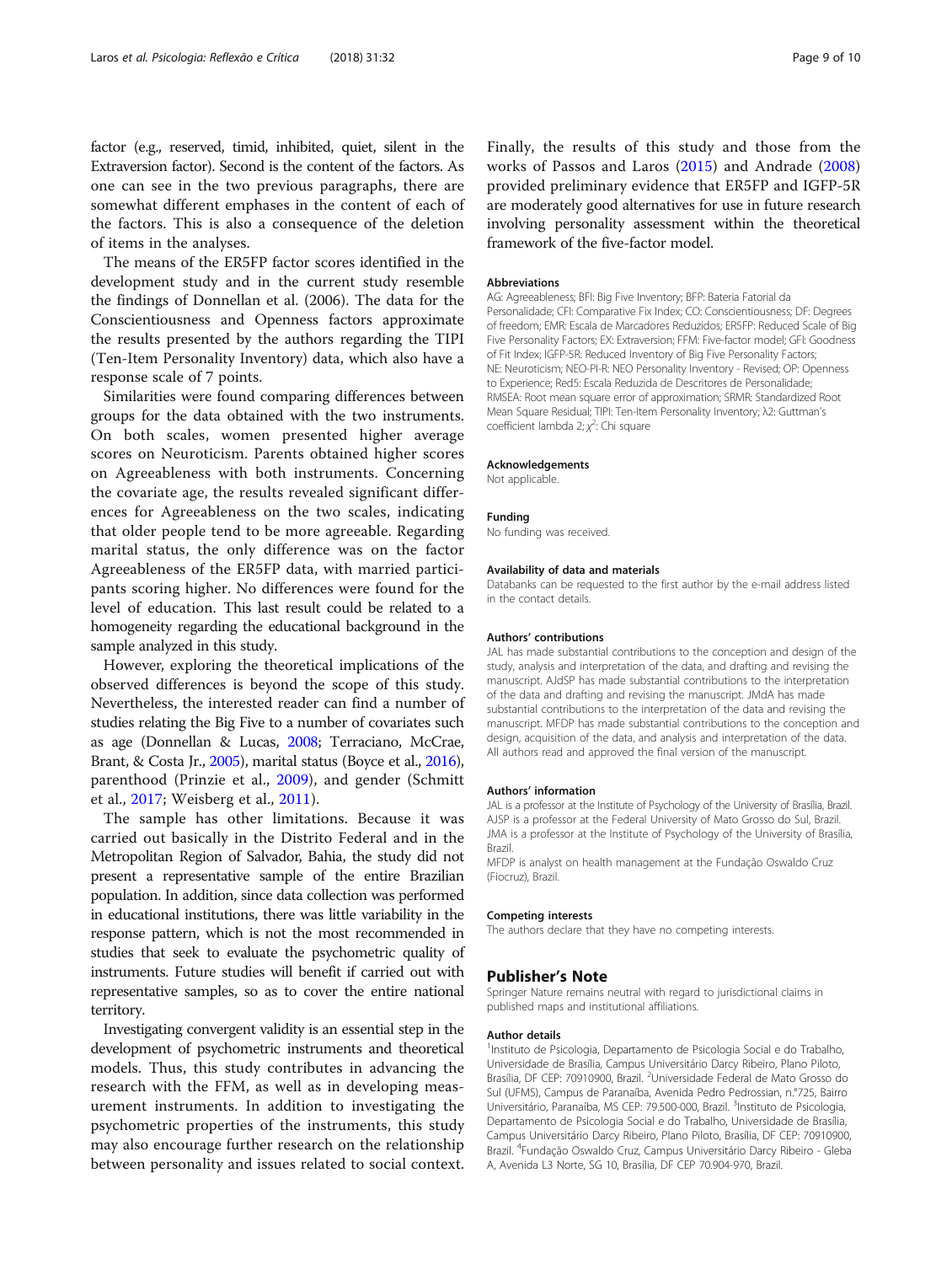factor (e.g., reserved, timid, inhibited, quiet, silent in the Extraversion factor). Second is the content of the factors. As one can see in the two previous paragraphs, there are somewhat different emphases in the content of each of the factors. This is also a consequence of the deletion of items in the analyses.

The means of the ER5FP factor scores identified in the development study and in the current study resemble the findings of Donnellan et al. (2006). The data for the Conscientiousness and Openness factors approximate the results presented by the authors regarding the TIPI (Ten-Item Personality Inventory) data, which also have a response scale of 7 points.

Similarities were found comparing differences between groups for the data obtained with the two instruments. On both scales, women presented higher average scores on Neuroticism. Parents obtained higher scores on Agreeableness with both instruments. Concerning the covariate age, the results revealed significant differences for Agreeableness on the two scales, indicating that older people tend to be more agreeable. Regarding marital status, the only difference was on the factor Agreeableness of the ER5FP data, with married participants scoring higher. No differences were found for the level of education. This last result could be related to a homogeneity regarding the educational background in the sample analyzed in this study.

However, exploring the theoretical implications of the observed differences is beyond the scope of this study. Nevertheless, the interested reader can find a number of studies relating the Big Five to a number of covariates such as age (Donnellan & Lucas, 2008; Terracciano, McCrae, Brant, & Costa Jr., 2005), marital status (Boyce et al., 2016), parenthood (Prinzie et al., 2009), and gender (Schmitt et al., 2017; Weisberg et al., 2011).

The sample has other limitations. Because it was carried out basically in the Distrito Federal and in the Metropolitan Region of Salvador, Bahia, the study did not present a representative sample of the entire Brazilian population. In addition, since data collection was performed in educational institutions, there was little variability in the response pattern, which is not the most recommended in studies that seek to evaluate the psychometric quality of instruments. Future studies will benefit if carried out with representative samples, so as to cover the entire national territory.

Investigating convergent validity is an essential step in the development of psychometric instruments and theoretical models. Thus, this study contributes in advancing the research with the FFM, as well as in developing measurement instruments. In addition to investigating the psychometric properties of the instruments, this study may also encourage further research on the relationship between personality and issues related to social context. Finally, the results of this study and those from the works of Passos and Laros (2015) and Andrade (2008) provided preliminary evidence that ER5FP and IGFP-5R are moderately good alternatives for use in future research involving personality assessment within the theoretical framework of the five-factor model.

#### Abbreviations

AG: Agreeableness; BFI: Big Five Inventory; BFP: Bateria Fatorial da Personalidade; CFI: Comparative Fix Index; CO: Conscientiousness; DF: Degrees of freedom; EMR: Escala de Marcadores Reduzidos; ER5FP: Reduced Scale of Big Five Personality Factors; EX: Extraversion; FFM: Five-factor model; GFI: Goodness of Fit Index; IGFP-5R: Reduced Inventory of Big Five Personality Factors; NE: Neuroticism; NEO-PI-R: NEO Personality Inventory - Revised; OP: Openness to Experience; Red5: Escala Reduzida de Descritores de Personalidade; RMSEA: Root mean square error of approximation; SRMR: Standardized Root Mean Square Residual; TIPI: Ten-Item Personality Inventory; λ2: Guttman's coefficient lambda 2; $\chi^2$: Chi square

#### Acknowledgements

Not applicable.

#### Funding

No funding was received.

#### Availability of data and materials

Databanks can be requested to the first author by the e-mail address listed in the contact details.

#### Authors' contributions

JAL has made substantial contributions to the conception and design of the study, analysis and interpretation of the data, and drafting and revising the manuscript. AJdSP has made substantial contributions to the interpretation of the data and drafting and revising the manuscript. JMdA has made substantial contributions to the interpretation of the data and revising the manuscript. MFDP has made substantial contributions to the conception and design, acquisition of the data, and analysis and interpretation of the data. All authors read and approved the final version of the manuscript.

#### Authors' information

JAL is a professor at the Institute of Psychology of the University of Brasília, Brazil.
AJSP is a professor at the Federal University of Mato Grosso do Sul, Brazil.
JMA is a professor at the Institute of Psychology of the University of Brasília, Brazil.
MFDP is analyst on health management at the Fundação Oswaldo Cruz (Fiocruz), Brazil.

#### Competing interests

The authors declare that they have no competing interests.

## Publisher's Note

Springer Nature remains neutral with regard to jurisdictional claims in published maps and institutional affiliations.

#### Author details

[1]Instituto de Psicologia, Departamento de Psicologia Social e do Trabalho, Universidade de Brasília, Campus Universitário Darcy Ribeiro, Plano Piloto, Brasília, DF CEP: 70910900, Brazil. [2]Universidade Federal de Mato Grosso do Sul (UFMS), Campus de Paranaíba, Avenida Pedro Pedrossian, n.°725, Bairro Universitário, Paranaíba, MS CEP: 79.500-000, Brazil. [3]Instituto de Psicologia, Departamento de Psicologia Social e do Trabalho, Universidade de Brasília, Campus Universitário Darcy Ribeiro, Plano Piloto, Brasília, DF CEP: 70910900, Brazil. [4]Fundação Oswaldo Cruz, Campus Universitário Darcy Ribeiro - Gleba A, Avenida L3 Norte, SG 10, Brasília, DF CEP 70.904-970, Brazil.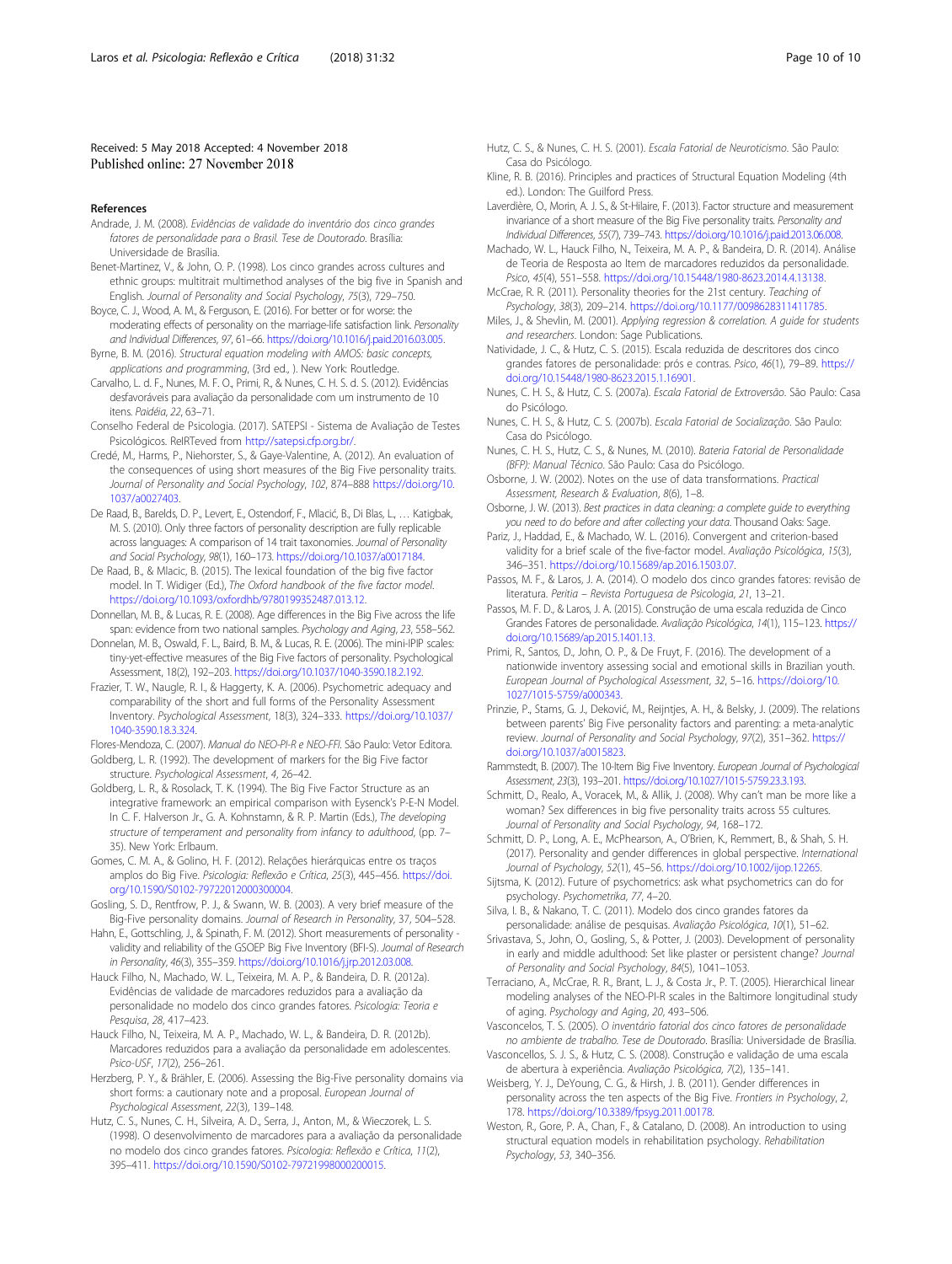Received: 5 May 2018 Accepted: 4 November 2018
Published online: 27 November 2018

## References

Andrade, J. M. (2008). *Evidências de validade do inventário dos cinco grandes fatores de personalidade para o Brasil. Tese de Doutorado*. Brasília: Universidade de Brasília.

Benet-Martinez, V., & John, O. P. (1998). Los cinco grandes across cultures and ethnic groups: multitrait multimethod analyses of the big five in Spanish and English. *Journal of Personality and Social Psychology*, *75*(3), 729–750.

Boyce, C. J., Wood, A. M., & Ferguson, E. (2016). For better or for worse: the moderating effects of personality on the marriage-life satisfaction link. *Personality and Individual Differences*, *97*, 61–66. https://doi.org/10.1016/j.paid.2016.03.005.

Byrne, B. M. (2016). *Structural equation modeling with AMOS: basic concepts, applications and programming*, (3rd ed., ). New York: Routledge.

Carvalho, L. d. F., Nunes, M. F. O., Primi, R., & Nunes, C. H. S. d. S. (2012). Evidências desfavoráveis para avaliação da personalidade com um instrumento de 10 itens. *Paidéia*, *22*, 63–71.

Conselho Federal de Psicologia. (2017). SATEPSI - Sistema de Avaliação de Testes Psicológicos. RelRTeved from http://satepsi.cfp.org.br/.

Credé, M., Harms, P., Niehorster, S., & Gaye-Valentine, A. (2012). An evaluation of the consequences of using short measures of the Big Five personality traits. *Journal of Personality and Social Psychology*, *102*, 874–888 https://doi.org/10.1037/a0027403.

De Raad, B., Barelds, D. P., Levert, E., Ostendorf, F., Mlacić, B., Di Blas, L., … Katigbak, M. S. (2010). Only three factors of personality description are fully replicable across languages: A comparison of 14 trait taxonomies. *Journal of Personality and Social Psychology*, *98*(1), 160–173. https://doi.org/10.1037/a0017184.

De Raad, B., & Mlacic, B. (2015). The lexical foundation of the big five factor model. In T. Widiger (Ed.), *The Oxford handbook of the five factor model*. https://doi.org/10.1093/oxfordhb/9780199352487.013.12.

Donnellan, M. B., & Lucas, R. E. (2008). Age differences in the Big Five across the life span: evidence from two national samples. *Psychology and Aging*, *23*, 558–562.

Donnelan, M. B., Oswald, F. L., Baird, B. M., & Lucas, R. E. (2006). The mini-IPIP scales: tiny-yet-effective measures of the Big Five factors of personality. Psychological Assessment, 18(2), 192–203. https://doi.org/10.1037/1040-3590.18.2.192.

Frazier, T. W., Naugle, R. I., & Haggerty, K. A. (2006). Psychometric adequacy and comparability of the short and full forms of the Personality Assessment Inventory. *Psychological Assessment*, 18(3), 324–333. https://doi.org/10.1037/1040-3590.18.3.324.

Flores-Mendoza, C. (2007). *Manual do NEO-PI-R e NEO-FFI*. São Paulo: Vetor Editora.

Goldberg, L. R. (1992). The development of markers for the Big Five factor structure. *Psychological Assessment*, *4*, 26–42.

Goldberg, L. R., & Rosolack, T. K. (1994). The Big Five Factor Structure as an integrative framework: an empirical comparison with Eysenck's P-E-N Model. In C. F. Halverson Jr., G. A. Kohnstamn, & R. P. Martin (Eds.), *The developing structure of temperament and personality from infancy to adulthood*, (pp. 7–35). New York: Erlbaum.

Gomes, C. M. A., & Golino, H. F. (2012). Relações hierárquicas entre os traços amplos do Big Five. *Psicologia: Reflexão e Crítica*, *25*(3), 445–456. https://doi.org/10.1590/S0102-79722012000300004.

Gosling, S. D., Rentfrow, P. J., & Swann, W. B. (2003). A very brief measure of the Big-Five personality domains. *Journal of Research in Personality*, 37, 504–528.

Hahn, E., Gottschling, J., & Spinath, F. M. (2012). Short measurements of personality - validity and reliability of the GSOEP Big Five Inventory (BFI-S). *Journal of Research in Personality*, *46*(3), 355–359. https://doi.org/10.1016/j.jrp.2012.03.008.

Hauck Filho, N., Machado, W. L., Teixeira, M. A. P., & Bandeira, D. R. (2012a). Evidências de validade de marcadores reduzidos para a avaliação da personalidade no modelo dos cinco grandes fatores. *Psicologia: Teoria e Pesquisa*, *28*, 417–423.

Hauck Filho, N., Teixeira, M. A. P., Machado, W. L., & Bandeira, D. R. (2012b). Marcadores reduzidos para a avaliação da personalidade em adolescentes. *Psico-USF*, *17*(2), 256–261.

Herzberg, P. Y., & Brähler, E. (2006). Assessing the Big-Five personality domains via short forms: a cautionary note and a proposal. *European Journal of Psychological Assessment*, *22*(3), 139–148.

Hutz, C. S., Nunes, C. H., Silveira, A. D., Serra, J., Anton, M., & Wieczorek, L. S. (1998). O desenvolvimento de marcadores para a avaliação da personalidade no modelo dos cinco grandes fatores. *Psicologia: Reflexão e Crítica*, *11*(2), 395–411. https://doi.org/10.1590/S0102-79721998000200015.

Hutz, C. S., & Nunes, C. H. S. (2001). *Escala Fatorial de Neuroticismo*. São Paulo: Casa do Psicólogo.

Kline, R. B. (2016). Principles and practices of Structural Equation Modeling (4th ed.). London: The Guilford Press.

Laverdière, O., Morin, A. J. S., & St-Hilaire, F. (2013). Factor structure and measurement invariance of a short measure of the Big Five personality traits. *Personality and Individual Differences*, *55*(7), 739–743. https://doi.org/10.1016/j.paid.2013.06.008.

Machado, W. L., Hauck Filho, N., Teixeira, M. A. P., & Bandeira, D. R. (2014). Análise de Teoria de Resposta ao Item de marcadores reduzidos da personalidade. *Psico*, *45*(4), 551–558. https://doi.org/10.15448/1980-8623.2014.4.13138.

McCrae, R. R. (2011). Personality theories for the 21st century. *Teaching of Psychology*, *38*(3), 209–214. https://doi.org/10.1177/0098628311411785.

Miles, J., & Shevlin, M. (2001). *Applying regression & correlation. A guide for students and researchers*. London: Sage Publications.

Natividade, J. C., & Hutz, C. S. (2015). Escala reduzida de descritores dos cinco grandes fatores de personalidade: prós e contras. *Psico*, *46*(1), 79–89. https://doi.org/10.15448/1980-8623.2015.1.16901.

Nunes, C. H. S., & Hutz, C. S. (2007a). *Escala Fatorial de Extroversão*. São Paulo: Casa do Psicólogo.

Nunes, C. H. S., & Hutz, C. S. (2007b). *Escala Fatorial de Socialização*. São Paulo: Casa do Psicólogo.

Nunes, C. H. S., Hutz, C. S., & Nunes, M. (2010). *Bateria Fatorial de Personalidade (BFP): Manual Técnico*. São Paulo: Casa do Psicólogo.

Osborne, J. W. (2002). Notes on the use of data transformations. *Practical Assessment, Research & Evaluation*, *8*(6), 1–8.

Osborne, J. W. (2013). *Best practices in data cleaning: a complete guide to everything you need to do before and after collecting your data*. Thousand Oaks: Sage.

Pariz, J., Haddad, E., & Machado, W. L. (2016). Convergent and criterion-based validity for a brief scale of the five-factor model. *Avaliação Psicológica*, *15*(3), 346–351. https://doi.org/10.15689/ap.2016.1503.07.

Passos, M. F., & Laros, J. A. (2014). O modelo dos cinco grandes fatores: revisão de literatura. *Peritia – Revista Portuguesa de Psicologia*, *21*, 13–21.

Passos, M. F. D., & Laros, J. A. (2015). Construção de uma escala reduzida de Cinco Grandes Fatores de personalidade. *Avaliação Psicológica*, *14*(1), 115–123. https://doi.org/10.15689/ap.2015.1401.13.

Primi, R., Santos, D., John, O. P., & De Fruyt, F. (2016). The development of a nationwide inventory assessing social and emotional skills in Brazilian youth. *European Journal of Psychological Assessment*, *32*, 5–16. https://doi.org/10.1027/1015-5759/a000343.

Prinzie, P., Stams, G. J., Deković, M., Reijntjes, A. H., & Belsky, J. (2009). The relations between parents' Big Five personality factors and parenting: a meta-analytic review. *Journal of Personality and Social Psychology*, *97*(2), 351–362. https://doi.org/10.1037/a0015823.

Rammstedt, B. (2007). The 10-Item Big Five Inventory. *European Journal of Psychological Assessment*, *23*(3), 193–201. https://doi.org/10.1027/1015-5759.23.3.193.

Schmitt, D., Realo, A., Voracek, M., & Allik, J. (2008). Why can't man be more like a woman? Sex differences in big five personality traits across 55 cultures. *Journal of Personality and Social Psychology*, *94*, 168–172.

Schmitt, D. P., Long, A. E., McPhearson, A., O'Brien, K., Remmert, B., & Shah, S. H. (2017). Personality and gender differences in global perspective. *International Journal of Psychology*, *52*(1), 45–56. https://doi.org/10.1002/ijop.12265.

Sijtsma, K. (2012). Future of psychometrics: ask what psychometrics can do for psychology. *Psychometrika*, *77*, 4–20.

Silva, I. B., & Nakano, T. C. (2011). Modelo dos cinco grandes fatores da personalidade: análise de pesquisas. *Avaliação Psicológica*, *10*(1), 51–62.

Srivastava, S., John, O., Gosling, S., & Potter, J. (2003). Development of personality in early and middle adulthood: Set like plaster or persistent change? *Journal of Personality and Social Psychology*, *84*(5), 1041–1053.

Terraciano, A., McCrae, R. R., Brant, L. J., & Costa Jr., P. T. (2005). Hierarchical linear modeling analyses of the NEO-PI-R scales in the Baltimore longitudinal study of aging. *Psychology and Aging*, *20*, 493–506.

Vasconcelos, T. S. (2005). *O inventário fatorial dos cinco fatores de personalidade no ambiente de trabalho. Tese de Doutorado*. Brasília: Universidade de Brasília.

Vasconcellos, S. J. S., & Hutz, C. S. (2008). Construção e validação de uma escala de abertura à experiência. *Avaliação Psicológica*, *7*(2), 135–141.

Weisberg, Y. J., DeYoung, C. G., & Hirsh, J. B. (2011). Gender differences in personality across the ten aspects of the Big Five. *Frontiers in Psychology*, *2*, 178. https://doi.org/10.3389/fpsyg.2011.00178.

Weston, R., Gore, P. A., Chan, F., & Catalano, D. (2008). An introduction to using structural equation models in rehabilitation psychology. *Rehabilitation Psychology*, *53*, 340–356.